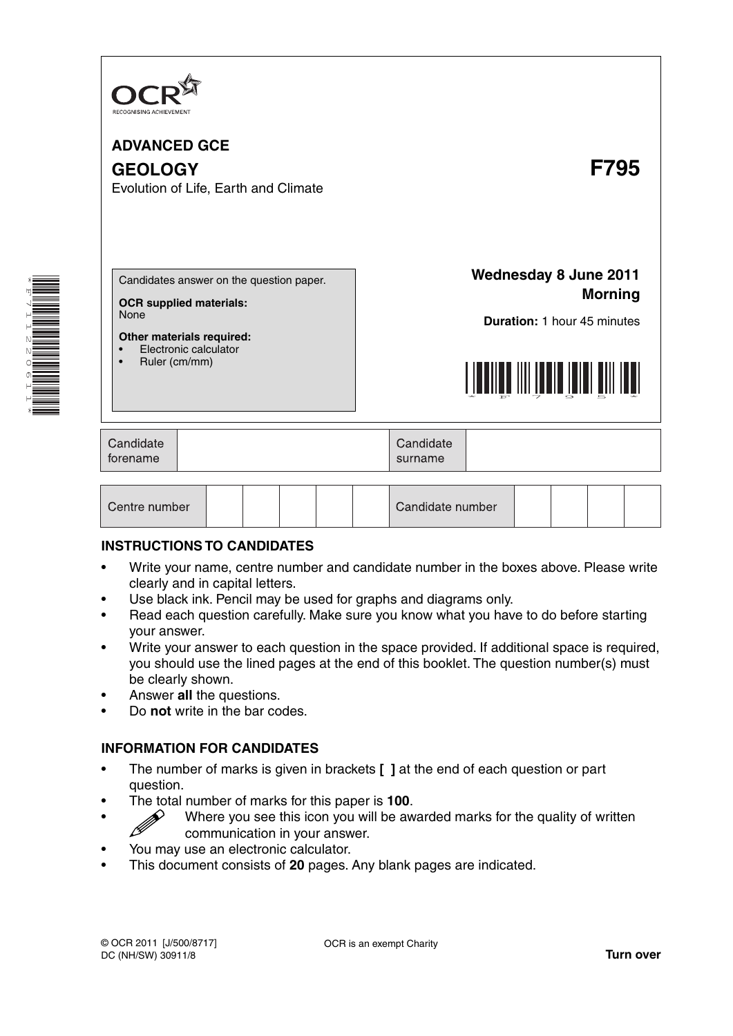OCR
RECOGNISING ACHIEVEMENT

**ADVANCED GCE**

**GEOLOGY** **F795**

Evolution of Life, Earth and Climate

Candidates answer on the question paper.

**OCR supplied materials:**
None

**Other materials required:**
- Electronic calculator
- Ruler (cm/mm)

**Wednesday 8 June 2011**
**Morning**

**Duration:** 1 hour 45 minutes

| Candidate forename | | Candidate surname | |
|---|---|---|---|

| Centre number | | | | | | Candidate number | | | | |
|---|---|---|---|---|---|---|---|---|---|---|

## INSTRUCTIONS TO CANDIDATES

- Write your name, centre number and candidate number in the boxes above. Please write clearly and in capital letters.
- Use black ink. Pencil may be used for graphs and diagrams only.
- Read each question carefully. Make sure you know what you have to do before starting your answer.
- Write your answer to each question in the space provided. If additional space is required, you should use the lined pages at the end of this booklet. The question number(s) must be clearly shown.
- Answer **all** the questions.
- Do **not** write in the bar codes.

## INFORMATION FOR CANDIDATES

- The number of marks is given in brackets **[ ]** at the end of each question or part question.
- The total number of marks for this paper is **100**.
- Where you see this icon you will be awarded marks for the quality of written communication in your answer.
- You may use an electronic calculator.
- This document consists of **20** pages. Any blank pages are indicated.

© OCR 2011 [J/500/8717]
DC (NH/SW) 30911/8

OCR is an exempt Charity

**Turn over**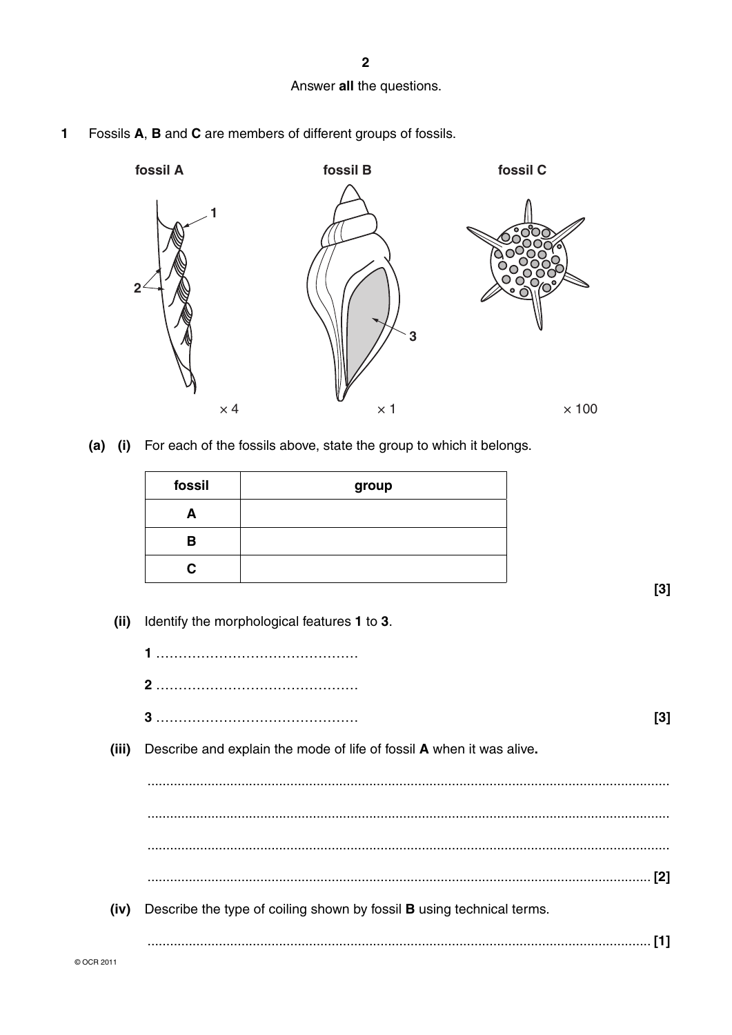Answer **all** the questions.

**1** Fossils **A**, **B** and **C** are members of different groups of fossils.

**fossil A** ×4 &nbsp;&nbsp; **fossil B** ×1 &nbsp;&nbsp; **fossil C** ×100

**(a) (i)** For each of the fossils above, state the group to which it belongs.

| fossil | group |
|---|---|
| **A** | |
| **B** | |
| **C** | |

**[3]**

**(ii)** Identify the morphological features **1** to **3**.

**1** ............................................

**2** ............................................

**3** ............................................ **[3]**

**(iii)** Describe and explain the mode of life of fossil **A** when it was alive**.**

..........................................................................................................................................

..........................................................................................................................................

..........................................................................................................................................

.......................................................................................................................................... **[2]**

**(iv)** Describe the type of coiling shown by fossil **B** using technical terms.

.......................................................................................................................................... **[1]**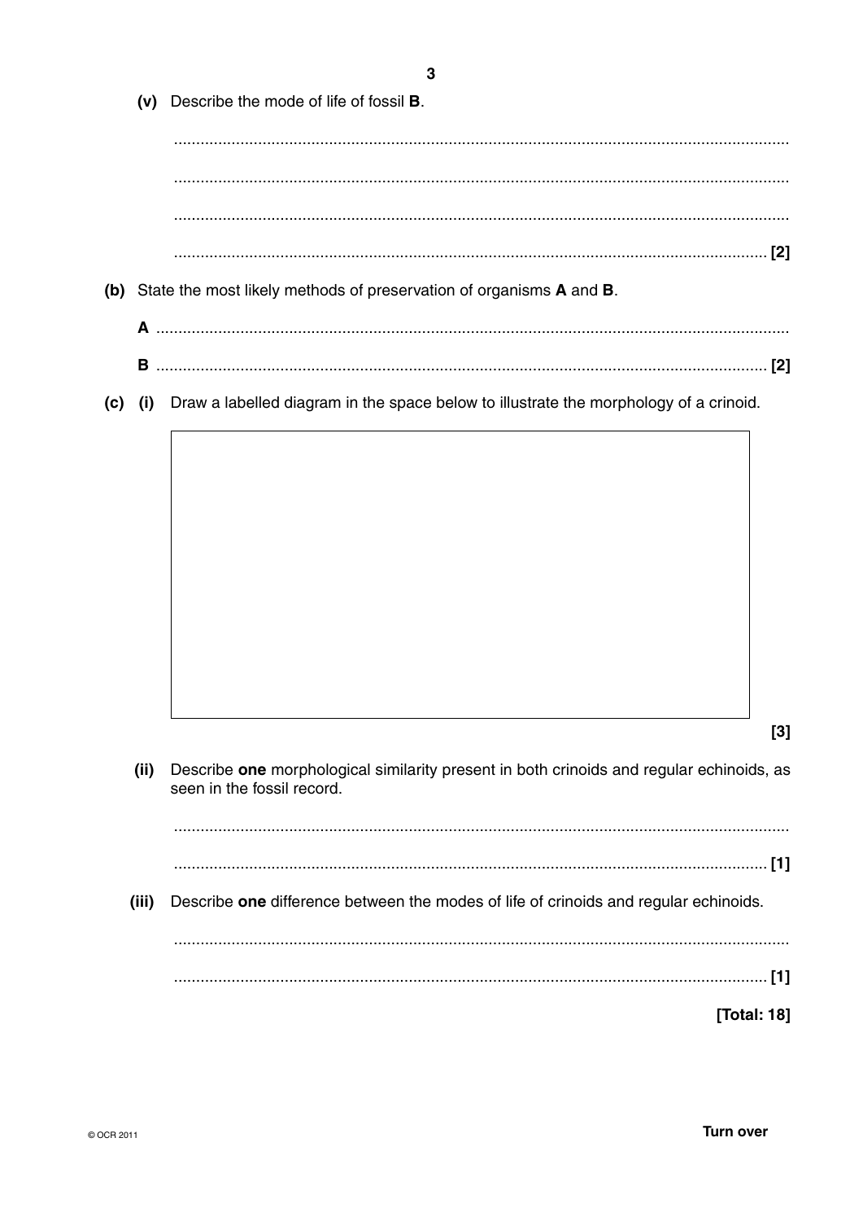(v) Describe the mode of life of fossil **B**.

...........................................................................................................................................

...........................................................................................................................................

...........................................................................................................................................

...................................................................................................................................... [2]

**(b)** State the most likely methods of preservation of organisms **A** and **B**.

**A** ...........................................................................................................................................

**B** ...................................................................................................................................... [2]

**(c)** (i) Draw a labelled diagram in the space below to illustrate the morphology of a crinoid.

[3]

(ii) Describe **one** morphological similarity present in both crinoids and regular echinoids, as seen in the fossil record.

...........................................................................................................................................

...................................................................................................................................... [1]

(iii) Describe **one** difference between the modes of life of crinoids and regular echinoids.

...........................................................................................................................................

...................................................................................................................................... [1]

**[Total: 18]**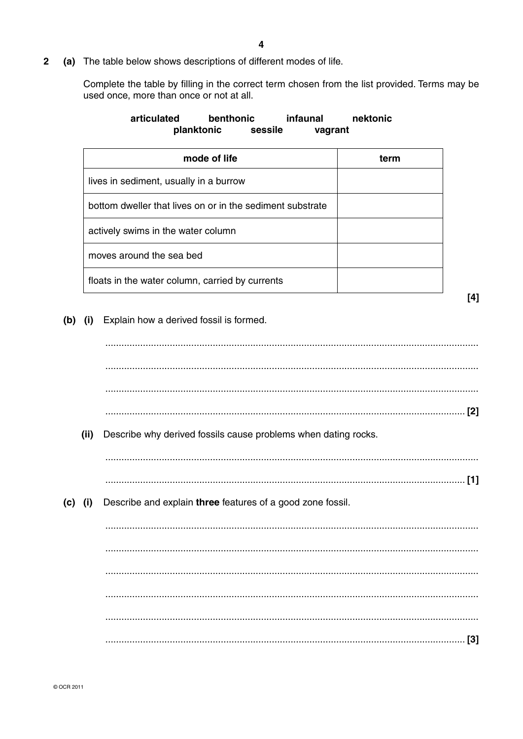**2** **(a)** The table below shows descriptions of different modes of life.

Complete the table by filling in the correct term chosen from the list provided. Terms may be used once, more than once or not at all.

**articulated** **benthonic** **infaunal** **nektonic**
**planktonic** **sessile** **vagrant**

| mode of life | term |
|---|---|
| lives in sediment, usually in a burrow | |
| bottom dweller that lives on or in the sediment substrate | |
| actively swims in the water column | |
| moves around the sea bed | |
| floats in the water column, carried by currents | |

**[4]**

**(b)** **(i)** Explain how a derived fossil is formed.

..........................................................................................................................................

..........................................................................................................................................

..........................................................................................................................................

.................................................................................................................................... **[2]**

**(ii)** Describe why derived fossils cause problems when dating rocks.

..........................................................................................................................................

.................................................................................................................................... **[1]**

**(c)** **(i)** Describe and explain **three** features of a good zone fossil.

..........................................................................................................................................

..........................................................................................................................................

..........................................................................................................................................

..........................................................................................................................................

..........................................................................................................................................

.................................................................................................................................... **[3]**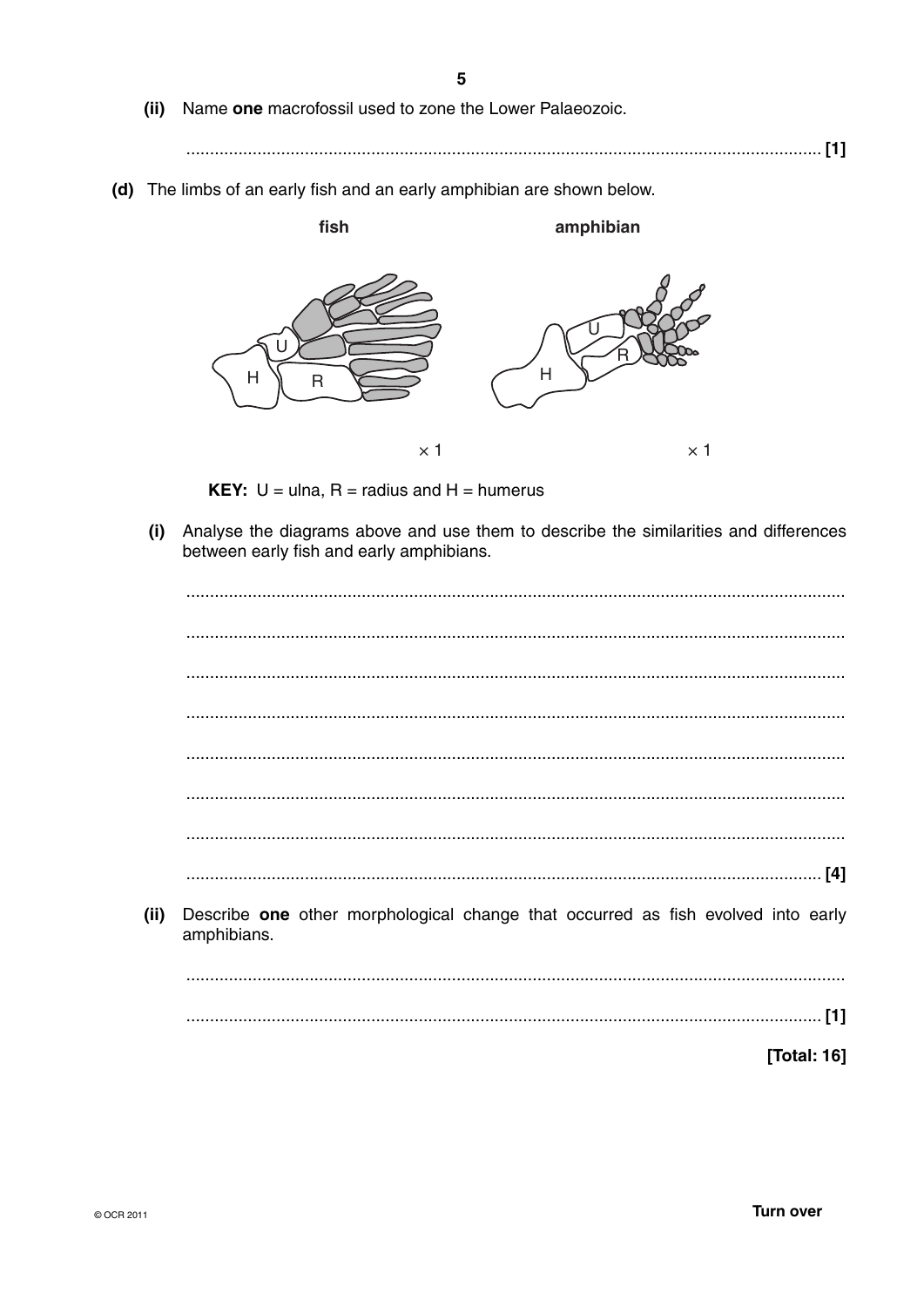**(ii)** Name **one** macrofossil used to zone the Lower Palaeozoic.

.......................................................................................................................................... **[1]**

**(d)** The limbs of an early fish and an early amphibian are shown below.

fish amphibian

× 1 × 1

**KEY:** U = ulna, R = radius and H = humerus

**(i)** Analyse the diagrams above and use them to describe the similarities and differences between early fish and early amphibians.

..........................................................................................................................................

..........................................................................................................................................

..........................................................................................................................................

..........................................................................................................................................

..........................................................................................................................................

..........................................................................................................................................

..........................................................................................................................................

.......................................................................................................................................... **[4]**

**(ii)** Describe **one** other morphological change that occurred as fish evolved into early amphibians.

..........................................................................................................................................

.......................................................................................................................................... **[1]**

**[Total: 16]**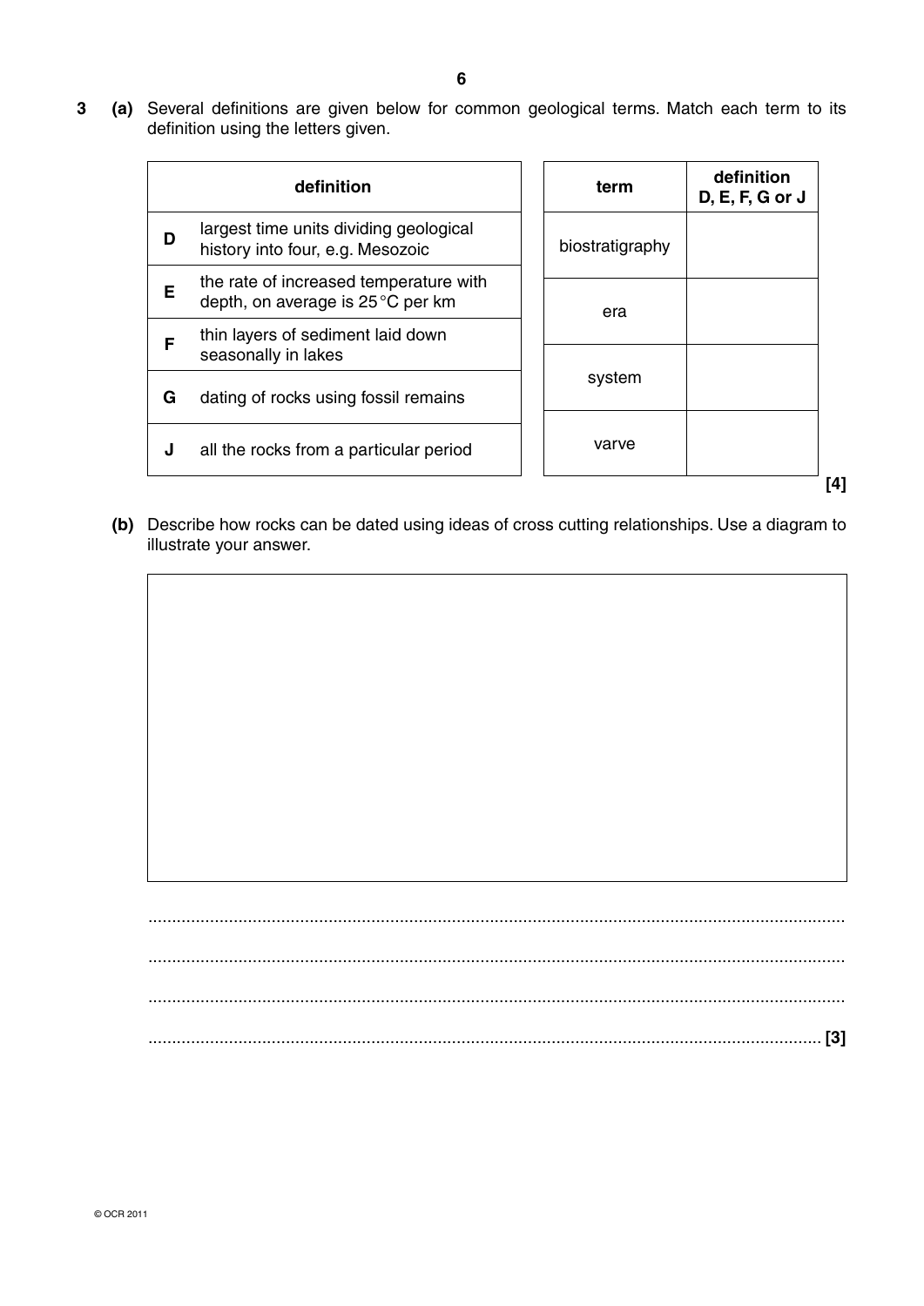**3** **(a)** Several definitions are given below for common geological terms. Match each term to its definition using the letters given.

| | definition |
|---|---|
| **D** | largest time units dividing geological history into four, e.g. Mesozoic |
| **E** | the rate of increased temperature with depth, on average is 25 °C per km |
| **F** | thin layers of sediment laid down seasonally in lakes |
| **G** | dating of rocks using fossil remains |
| **J** | all the rocks from a particular period |

| term | definition D, E, F, G or J |
|---|---|
| biostratigraphy | |
| era | |
| system | |
| varve | |

**[4]**

**(b)** Describe how rocks can be dated using ideas of cross cutting relationships. Use a diagram to illustrate your answer.

..................................................................................................................................................

..................................................................................................................................................

..................................................................................................................................................

.................................................................................................................................................. **[3]**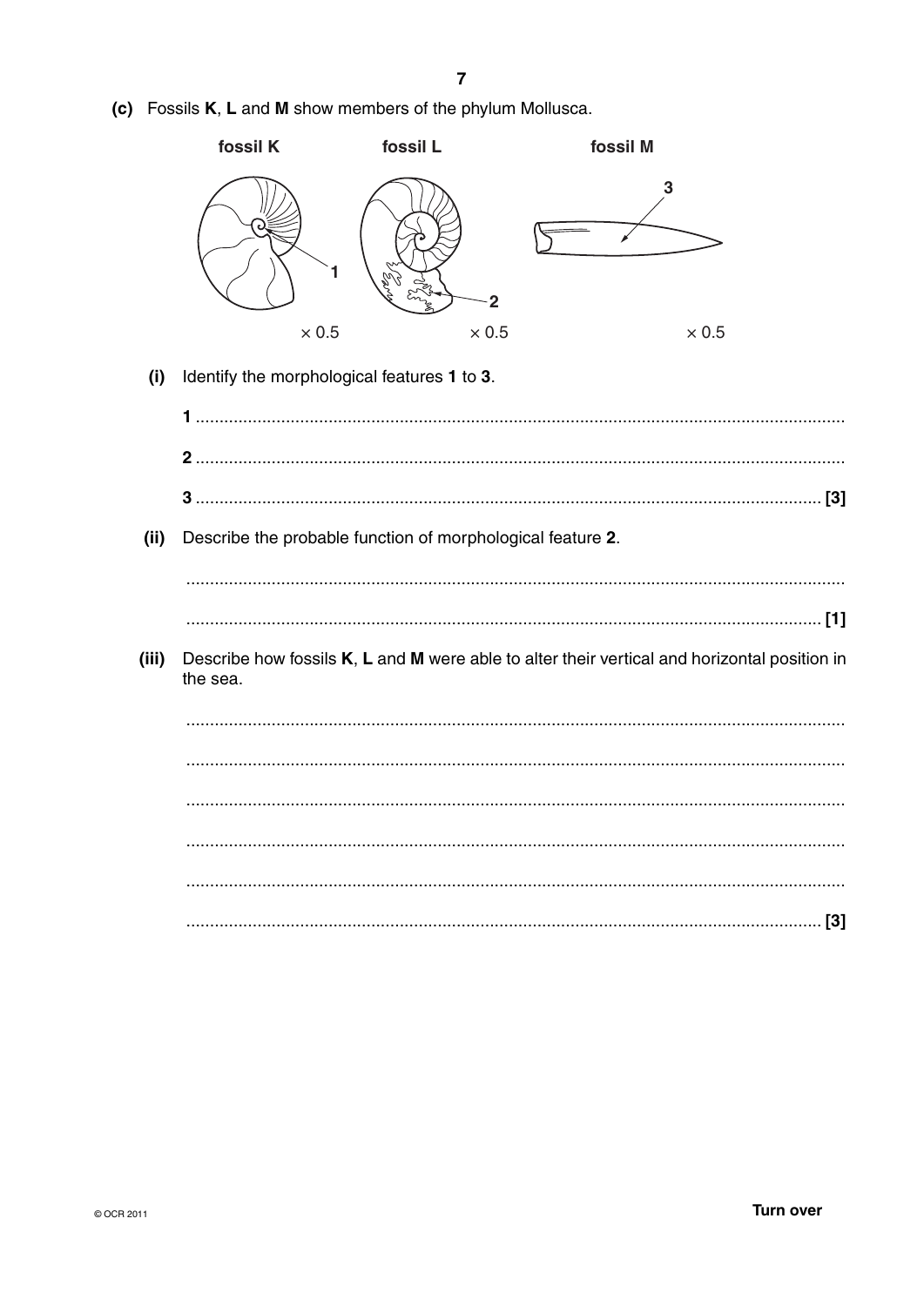(c) Fossils **K**, **L** and **M** show members of the phylum Mollusca.

**fossil K** **fossil L** **fossil M**

× 0.5 × 0.5 × 0.5

**(i)** Identify the morphological features **1** to **3**.

**1** ..........................................................................................................................................

**2** ..........................................................................................................................................

**3** .................................................................................................................................... [3]

**(ii)** Describe the probable function of morphological feature **2**.

..........................................................................................................................................

.................................................................................................................................... [1]

**(iii)** Describe how fossils **K**, **L** and **M** were able to alter their vertical and horizontal position in the sea.

..........................................................................................................................................

..........................................................................................................................................

..........................................................................................................................................

..........................................................................................................................................

..........................................................................................................................................

.................................................................................................................................... [3]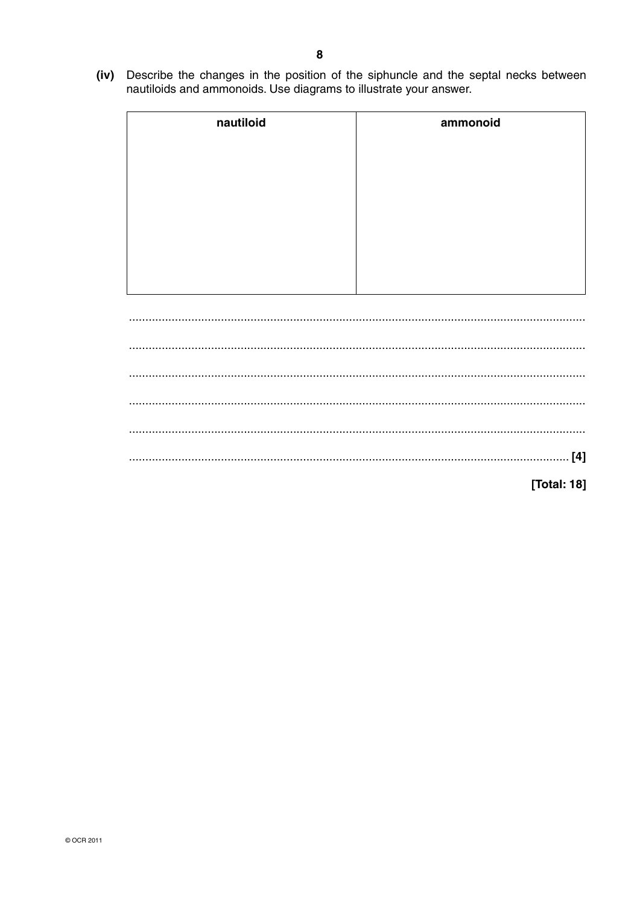**(iv)** Describe the changes in the position of the siphuncle and the septal necks between nautiloids and ammonoids. Use diagrams to illustrate your answer.

| nautiloid | ammonoid |
| --- | --- |
| | |

...........................................................................................................................................

...........................................................................................................................................

...........................................................................................................................................

...........................................................................................................................................

...........................................................................................................................................

...................................................................................................................................... **[4]**

**[Total: 18]**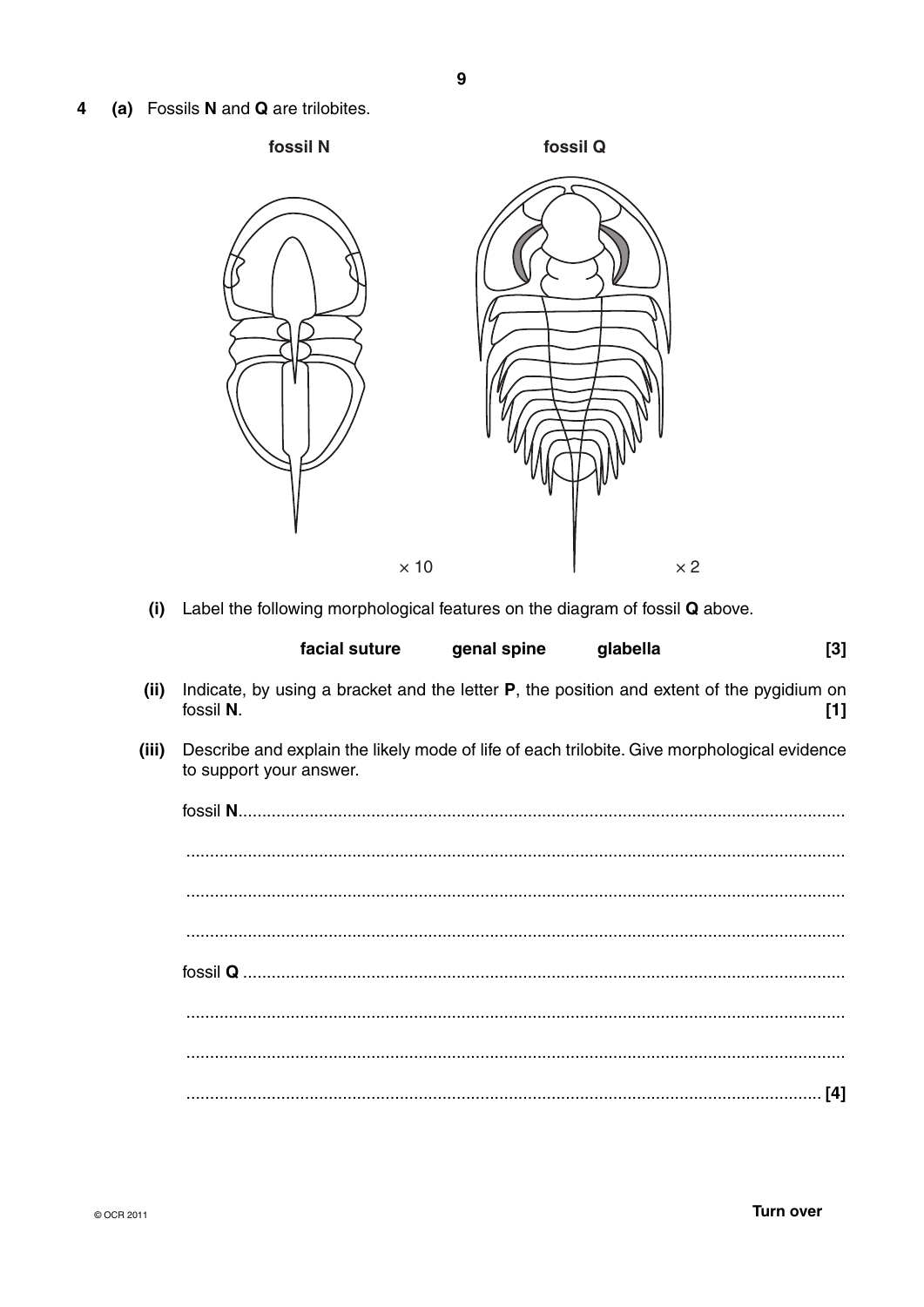**4 (a)** Fossils **N** and **Q** are trilobites.

**fossil N** × 10

**fossil Q** × 2

**(i)** Label the following morphological features on the diagram of fossil **Q** above.

**facial suture** **genal spine** **glabella** **[3]**

**(ii)** Indicate, by using a bracket and the letter **P**, the position and extent of the pygidium on fossil **N**. **[1]**

**(iii)** Describe and explain the likely mode of life of each trilobite. Give morphological evidence to support your answer.

fossil **N**..............................................................................................................................

...............................................................................................................................................

...............................................................................................................................................

...............................................................................................................................................

fossil **Q** ..............................................................................................................................

...............................................................................................................................................

...............................................................................................................................................

............................................................................................................................................... **[4]**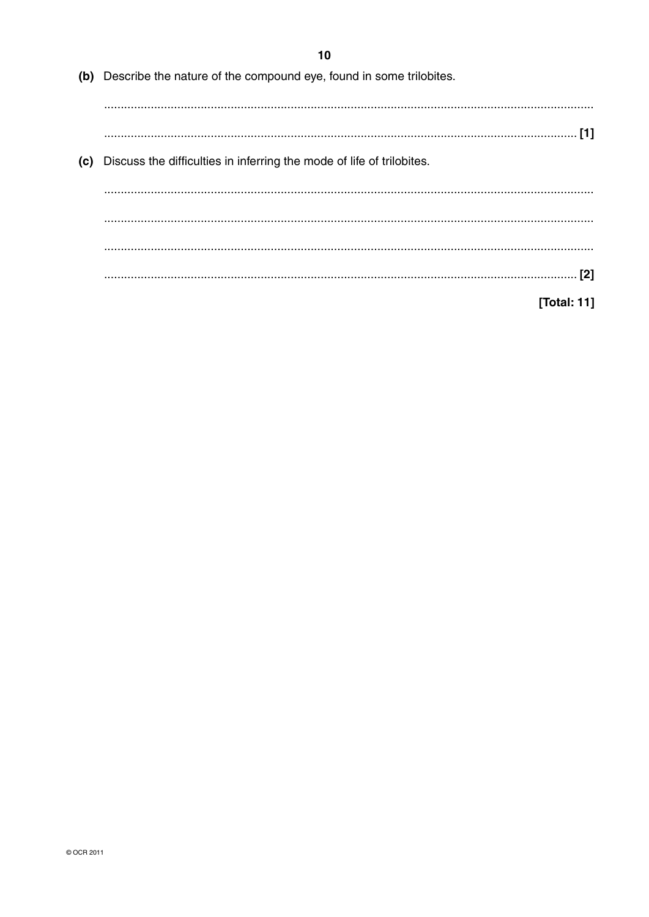**(b)** Describe the nature of the compound eye, found in some trilobites.

.......................................................................................................................................

....................................................................................................................................... [1]

**(c)** Discuss the difficulties in inferring the mode of life of trilobites.

.......................................................................................................................................

.......................................................................................................................................

.......................................................................................................................................

....................................................................................................................................... [2]

**[Total: 11]**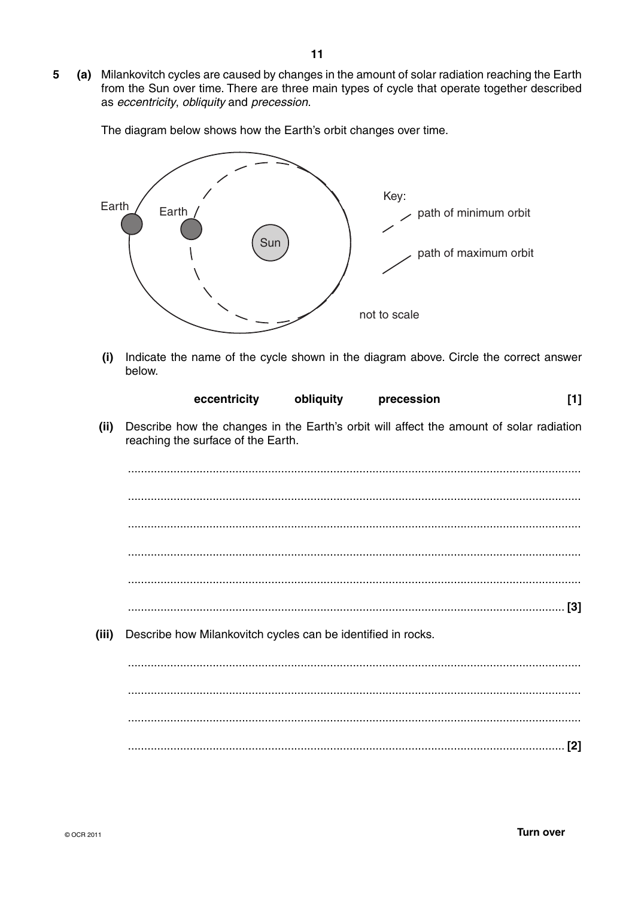**5** **(a)** Milankovitch cycles are caused by changes in the amount of solar radiation reaching the Earth from the Sun over time. There are three main types of cycle that operate together described as *eccentricity*, *obliquity* and *precession*.

The diagram below shows how the Earth's orbit changes over time.

Earth Earth Sun

Key:
path of minimum orbit
path of maximum orbit

not to scale

**(i)** Indicate the name of the cycle shown in the diagram above. Circle the correct answer below.

**eccentricity** **obliquity** **precession** **[1]**

**(ii)** Describe how the changes in the Earth's orbit will affect the amount of solar radiation reaching the surface of the Earth.

..........................................................................................................................................

..........................................................................................................................................

..........................................................................................................................................

..........................................................................................................................................

..........................................................................................................................................

...................................................................................................................................... **[3]**

**(iii)** Describe how Milankovitch cycles can be identified in rocks.

..........................................................................................................................................

..........................................................................................................................................

..........................................................................................................................................

...................................................................................................................................... **[2]**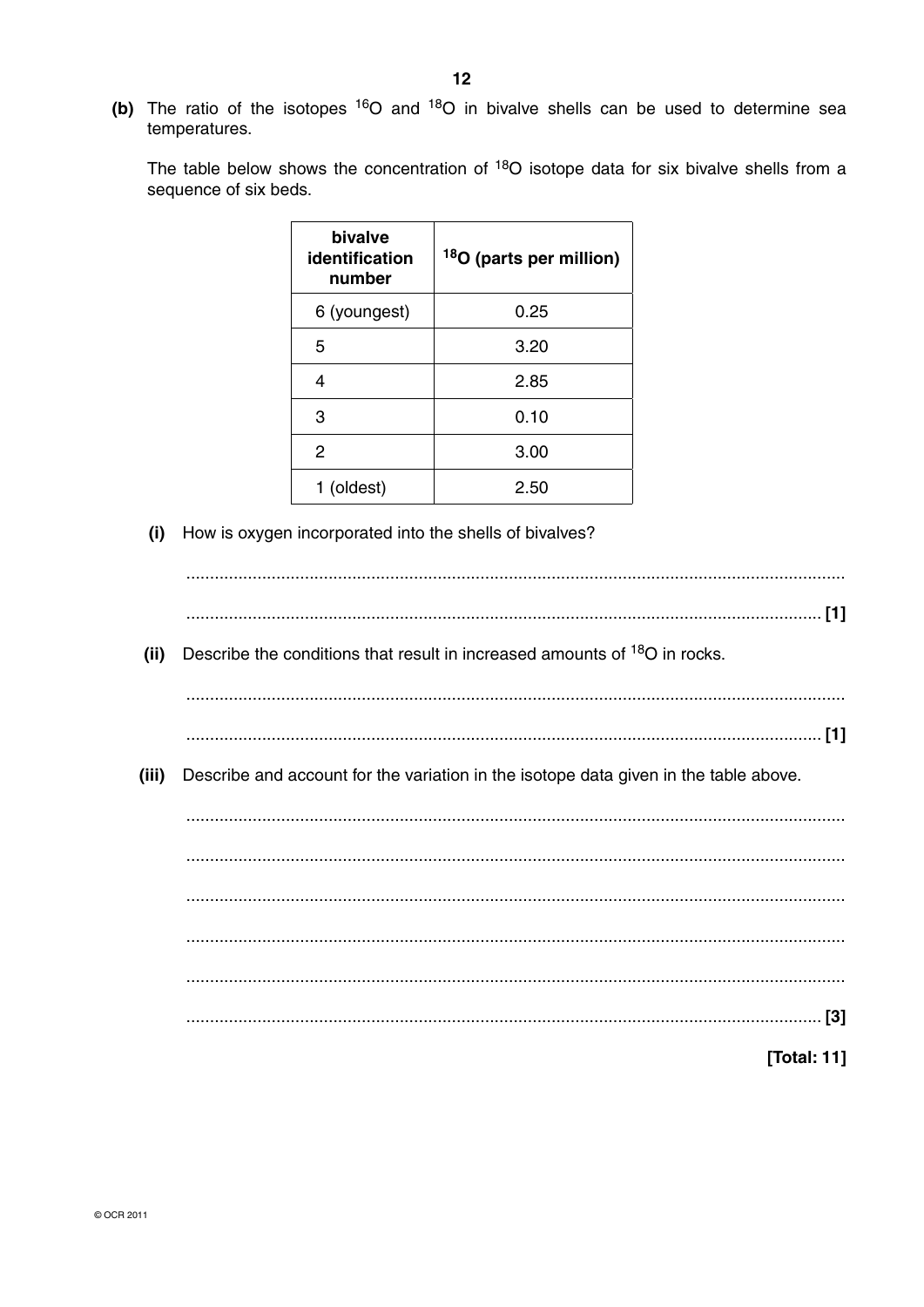(b) The ratio of the isotopes $^{16}O$ and $^{18}O$ in bivalve shells can be used to determine sea temperatures.

The table below shows the concentration of $^{18}O$ isotope data for six bivalve shells from a sequence of six beds.

| bivalve identification number | $^{18}O$ (parts per million) |
|---|---|
| 6 (youngest) | 0.25 |
| 5 | 3.20 |
| 4 | 2.85 |
| 3 | 0.10 |
| 2 | 3.00 |
| 1 (oldest) | 2.50 |

(i) How is oxygen incorporated into the shells of bivalves?

.......................................................................................................................................

....................................................................................................................................... [1]

(ii) Describe the conditions that result in increased amounts of $^{18}O$ in rocks.

.......................................................................................................................................

....................................................................................................................................... [1]

(iii) Describe and account for the variation in the isotope data given in the table above.

.......................................................................................................................................

.......................................................................................................................................

.......................................................................................................................................

.......................................................................................................................................

.......................................................................................................................................

....................................................................................................................................... [3]

**[Total: 11]**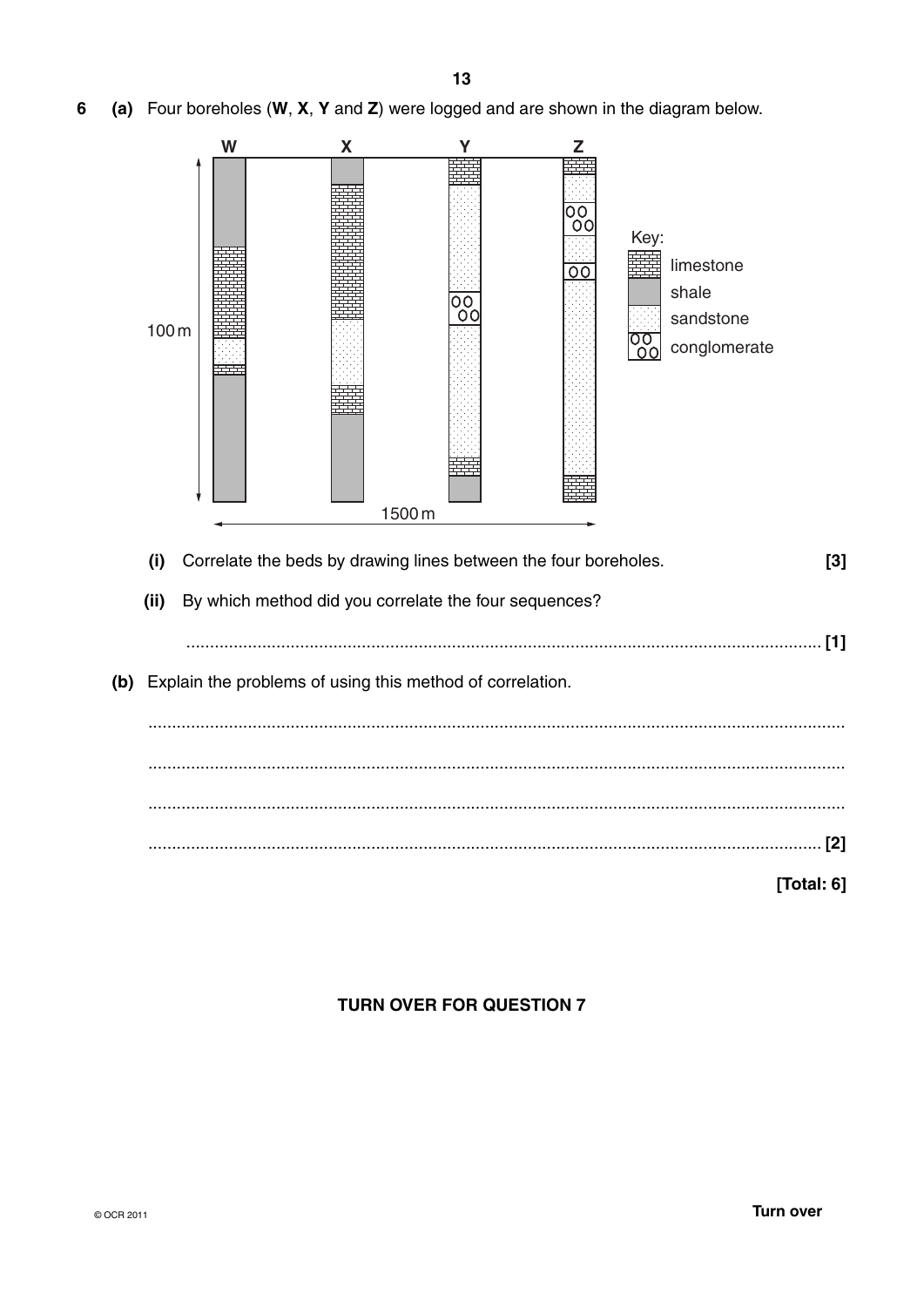**6** **(a)** Four boreholes (**W**, **X**, **Y** and **Z**) were logged and are shown in the diagram below.

Key: limestone, shale, sandstone, conglomerate

100 m

1500 m

**(i)** Correlate the beds by drawing lines between the four boreholes. **[3]**

**(ii)** By which method did you correlate the four sequences?

.......................................................................................................................... **[1]**

**(b)** Explain the problems of using this method of correlation.

..................................................................................................................................

..................................................................................................................................

..................................................................................................................................

.......................................................................................................................... **[2]**

**[Total: 6]**

**TURN OVER FOR QUESTION 7**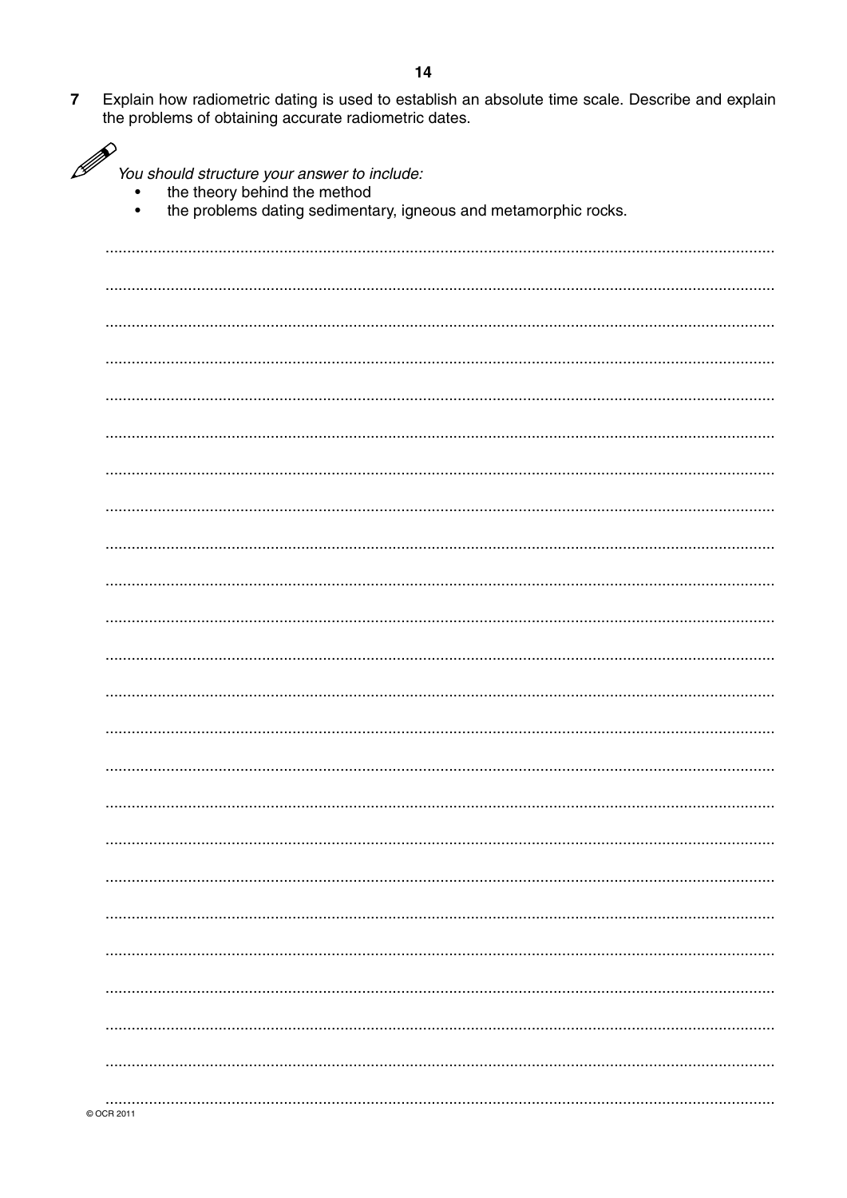**7** Explain how radiometric dating is used to establish an absolute time scale. Describe and explain the problems of obtaining accurate radiometric dates.

*You should structure your answer to include:*

- the theory behind the method
- the problems dating sedimentary, igneous and metamorphic rocks.

.......................................................................................................................................................

.......................................................................................................................................................

.......................................................................................................................................................

.......................................................................................................................................................

.......................................................................................................................................................

.......................................................................................................................................................

.......................................................................................................................................................

.......................................................................................................................................................

.......................................................................................................................................................

.......................................................................................................................................................

.......................................................................................................................................................

.......................................................................................................................................................

.......................................................................................................................................................

.......................................................................................................................................................

.......................................................................................................................................................

.......................................................................................................................................................

.......................................................................................................................................................

.......................................................................................................................................................

.......................................................................................................................................................

.......................................................................................................................................................

.......................................................................................................................................................

.......................................................................................................................................................

.......................................................................................................................................................

.......................................................................................................................................................

© OCR 2011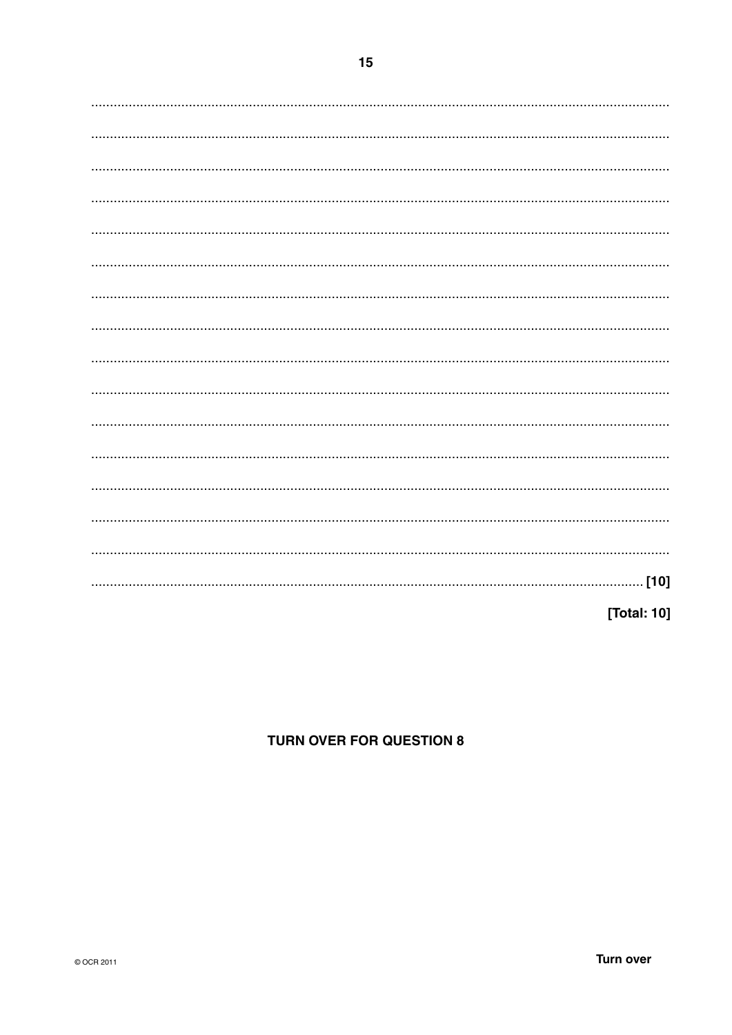[10]

[Total: 10]

**TURN OVER FOR QUESTION 8**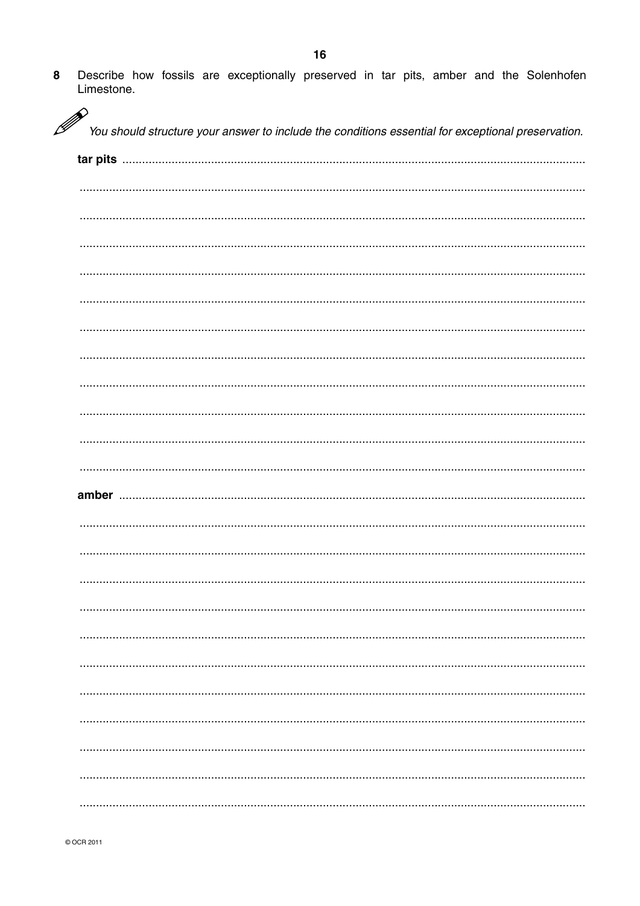8 Describe how fossils are exceptionally preserved in tar pits, amber and the Solenhofen Limestone.

*You should structure your answer to include the conditions essential for exceptional preservation.*

**tar pits** ..........................................................................................................................................

..........................................................................................................................................

..........................................................................................................................................

..........................................................................................................................................

..........................................................................................................................................

..........................................................................................................................................

..........................................................................................................................................

..........................................................................................................................................

..........................................................................................................................................

..........................................................................................................................................

..........................................................................................................................................

..........................................................................................................................................

**amber** ..........................................................................................................................................

..........................................................................................................................................

..........................................................................................................................................

..........................................................................................................................................

..........................................................................................................................................

..........................................................................................................................................

..........................................................................................................................................

..........................................................................................................................................

..........................................................................................................................................

..........................................................................................................................................

..........................................................................................................................................

..........................................................................................................................................

© OCR 2011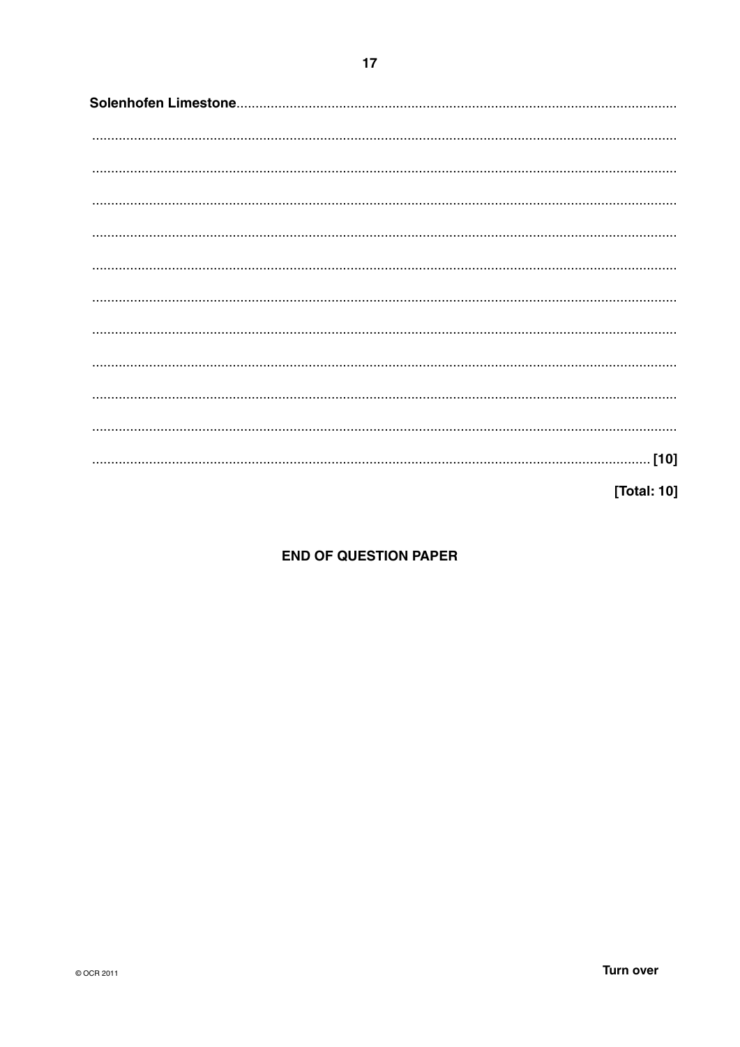**Solenhofen Limestone**

[10]

[Total: 10]

**END OF QUESTION PAPER**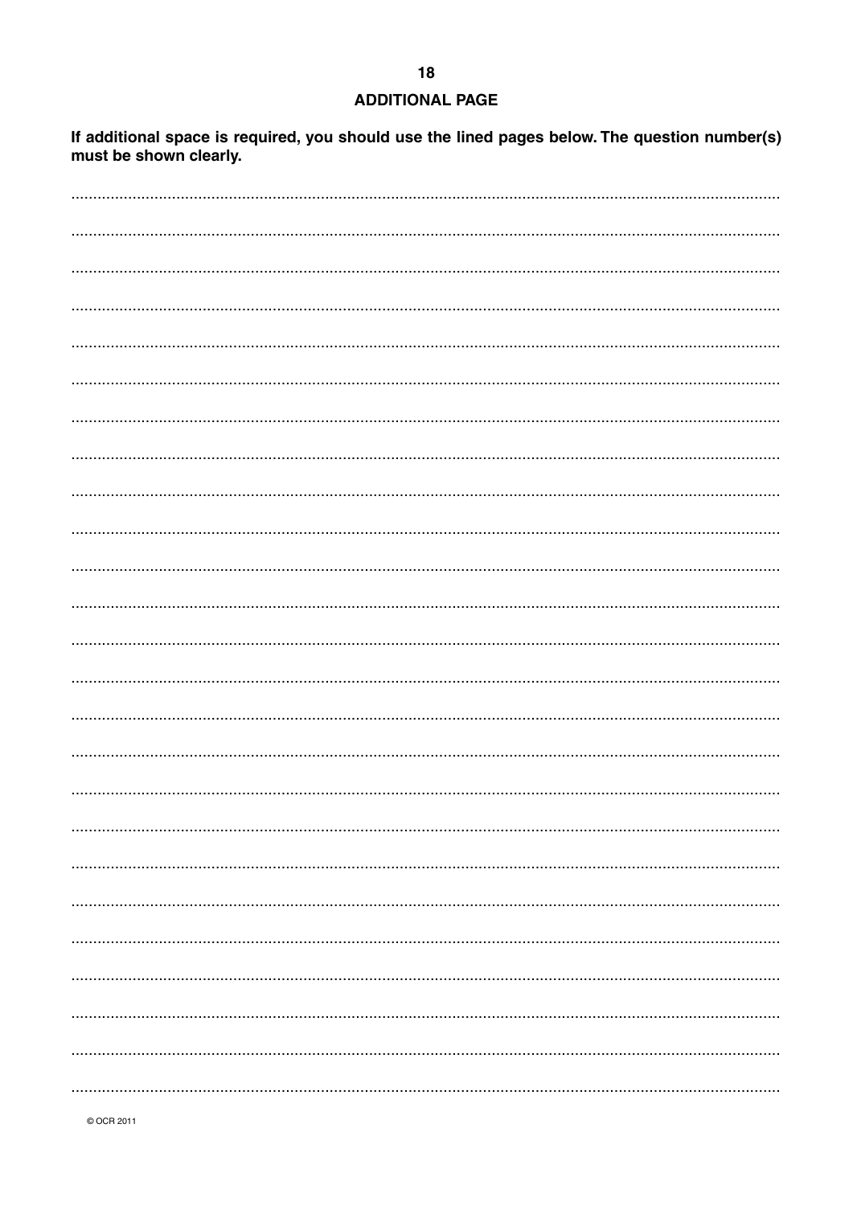## ADDITIONAL PAGE

**If additional space is required, you should use the lined pages below. The question number(s) must be shown clearly.**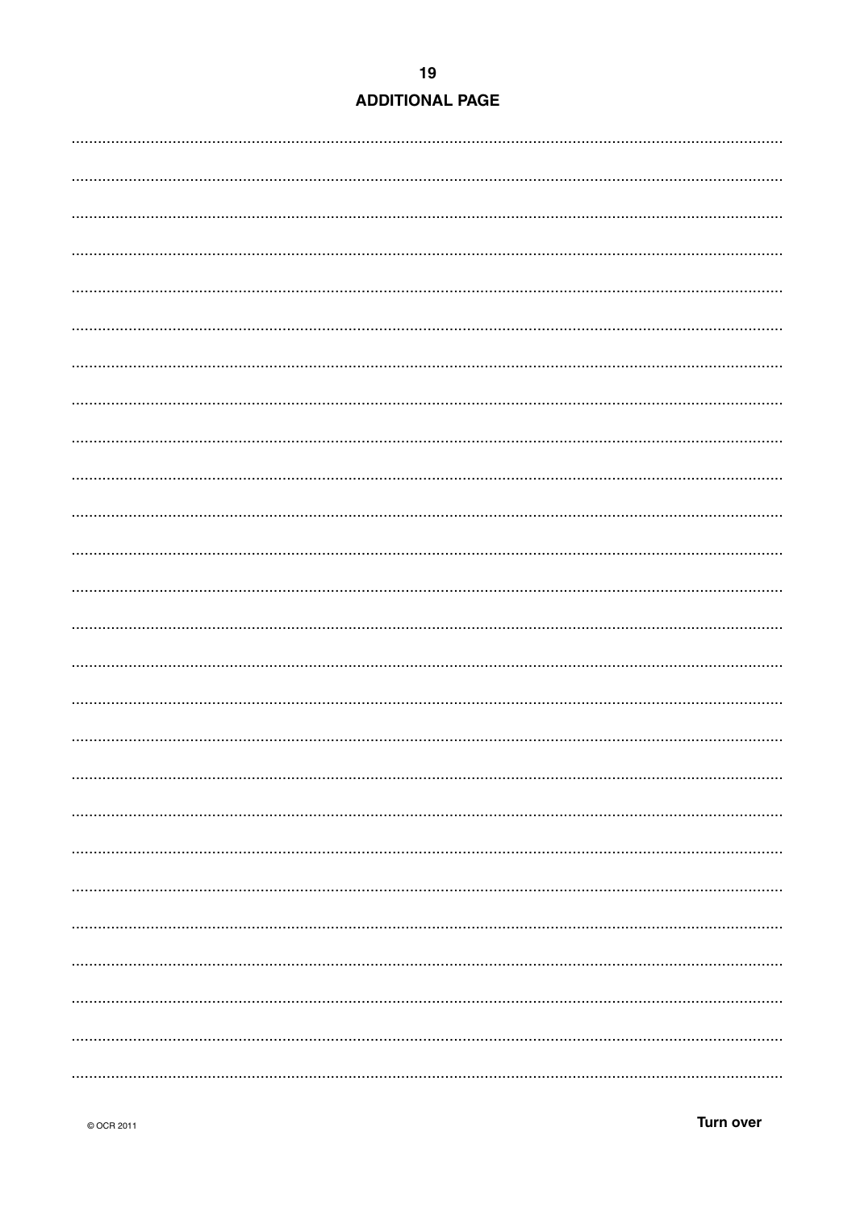## ADDITIONAL PAGE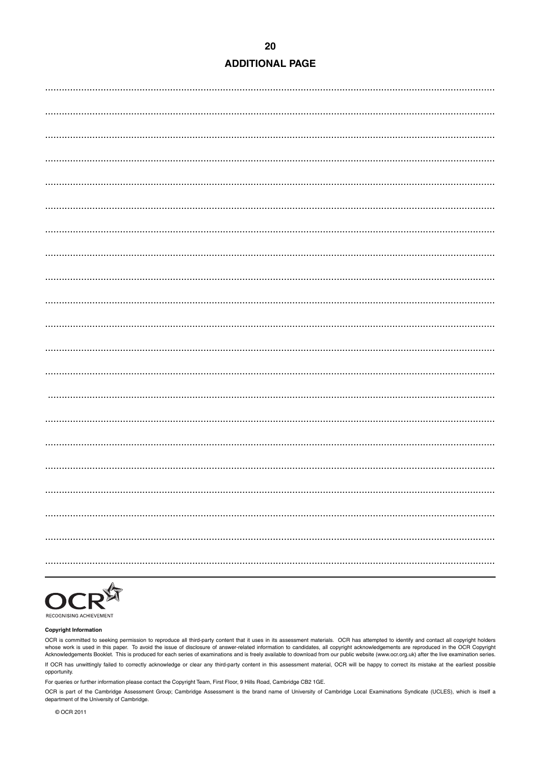## ADDITIONAL PAGE

OCR
RECOGNISING ACHIEVEMENT

**Copyright Information**

OCR is committed to seeking permission to reproduce all third-party content that it uses in its assessment materials. OCR has attempted to identify and contact all copyright holders whose work is used in this paper. To avoid the issue of disclosure of answer-related information to candidates, all copyright acknowledgements are reproduced in the OCR Copyright Acknowledgements Booklet. This is produced for each series of examinations and is freely available to download from our public website (www.ocr.org.uk) after the live examination series.

If OCR has unwittingly failed to correctly acknowledge or clear any third-party content in this assessment material, OCR will be happy to correct its mistake at the earliest possible opportunity.

For queries or further information please contact the Copyright Team, First Floor, 9 Hills Road, Cambridge CB2 1GE.

OCR is part of the Cambridge Assessment Group; Cambridge Assessment is the brand name of University of Cambridge Local Examinations Syndicate (UCLES), which is itself a department of the University of Cambridge.

© OCR 2011